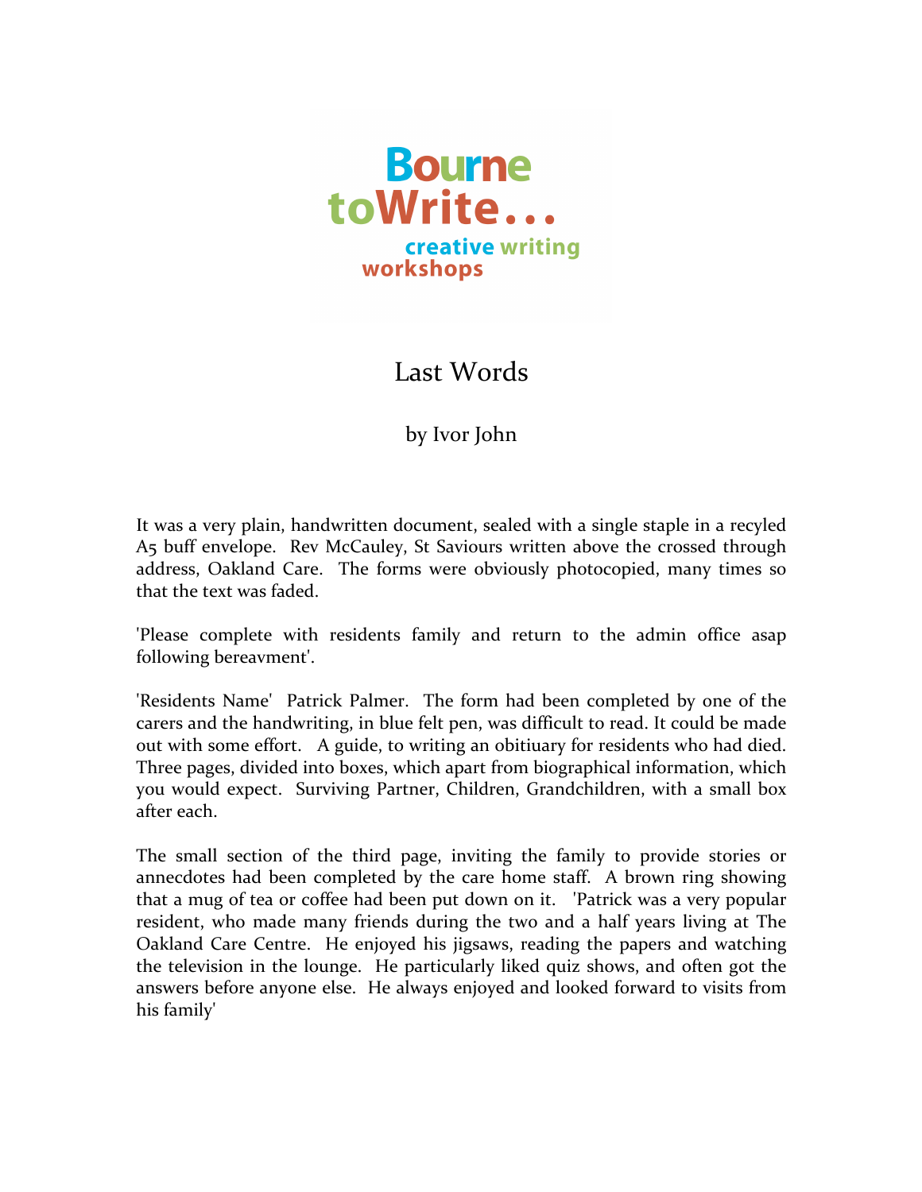Bourne toWrite... creative writing workshops

# Last Words

by Ivor John

It was a very plain, handwritten document, sealed with a single staple in a recyled A5 buff envelope. Rev McCauley, St Saviours written above the crossed through address, Oakland Care. The forms were obviously photocopied, many times so that the text was faded.

'Please complete with residents family and return to the admin office asap following bereavment'.

'Residents Name' Patrick Palmer. The form had been completed by one of the carers and the handwriting, in blue felt pen, was difficult to read. It could be made out with some effort. A guide, to writing an obitiuary for residents who had died. Three pages, divided into boxes, which apart from biographical information, which you would expect. Surviving Partner, Children, Grandchildren, with a small box after each.

The small section of the third page, inviting the family to provide stories or annecdotes had been completed by the care home staff. A brown ring showing that a mug of tea or coffee had been put down on it. 'Patrick was a very popular resident, who made many friends during the two and a half years living at The Oakland Care Centre. He enjoyed his jigsaws, reading the papers and watching the television in the lounge. He particularly liked quiz shows, and often got the answers before anyone else. He always enjoyed and looked forward to visits from his family'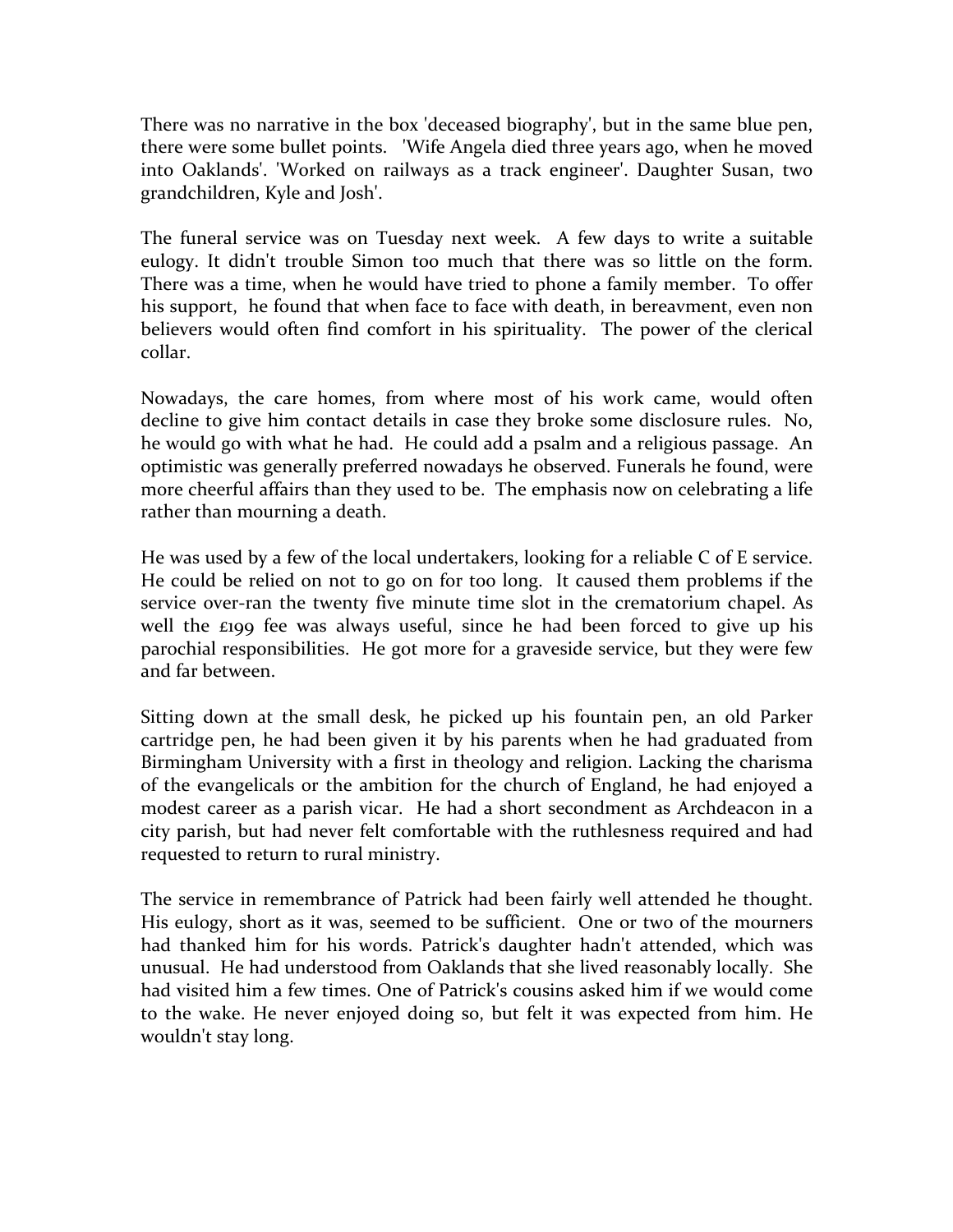There was no narrative in the box 'deceased biography', but in the same blue pen, there were some bullet points. 'Wife Angela died three years ago, when he moved into Oaklands'. 'Worked on railways as a track engineer'. Daughter Susan, two grandchildren, Kyle and Josh'.

The funeral service was on Tuesday next week. A few days to write a suitable eulogy. It didn't trouble Simon too much that there was so little on the form. There was a time, when he would have tried to phone a family member. To offer his support, he found that when face to face with death, in bereavment, even non believers would often find comfort in his spirituality. The power of the clerical collar.

Nowadays, the care homes, from where most of his work came, would often decline to give him contact details in case they broke some disclosure rules. No, he would go with what he had. He could add a psalm and a religious passage. An optimistic was generally preferred nowadays he observed. Funerals he found, were more cheerful affairs than they used to be. The emphasis now on celebrating a life rather than mourning a death.

He was used by a few of the local undertakers, looking for a reliable C of E service. He could be relied on not to go on for too long. It caused them problems if the service over-ran the twenty five minute time slot in the crematorium chapel. As well the £199 fee was always useful, since he had been forced to give up his parochial responsibilities. He got more for a graveside service, but they were few and far between.

Sitting down at the small desk, he picked up his fountain pen, an old Parker cartridge pen, he had been given it by his parents when he had graduated from Birmingham University with a first in theology and religion. Lacking the charisma of the evangelicals or the ambition for the church of England, he had enjoyed a modest career as a parish vicar. He had a short secondment as Archdeacon in a city parish, but had never felt comfortable with the ruthlesness required and had requested to return to rural ministry.

The service in remembrance of Patrick had been fairly well attended he thought. His eulogy, short as it was, seemed to be sufficient. One or two of the mourners had thanked him for his words. Patrick's daughter hadn't attended, which was unusual. He had understood from Oaklands that she lived reasonably locally. She had visited him a few times. One of Patrick's cousins asked him if we would come to the wake. He never enjoyed doing so, but felt it was expected from him. He wouldn't stay long.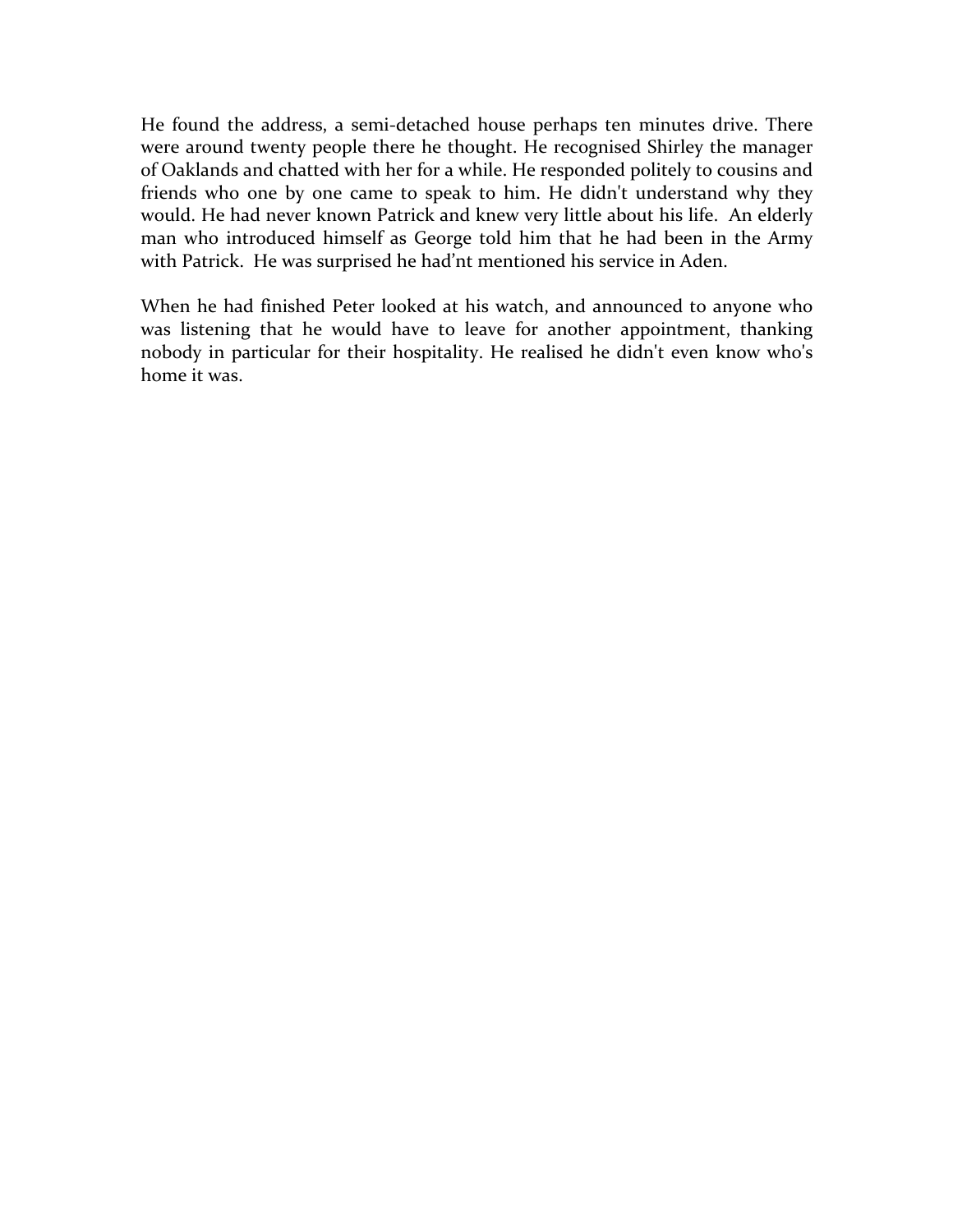He found the address, a semi-detached house perhaps ten minutes drive. There were around twenty people there he thought. He recognised Shirley the manager of Oaklands and chatted with her for a while. He responded politely to cousins and friends who one by one came to speak to him. He didn't understand why they would. He had never known Patrick and knew very little about his life. An elderly man who introduced himself as George told him that he had been in the Army with Patrick. He was surprised he had'nt mentioned his service in Aden.

When he had finished Peter looked at his watch, and announced to anyone who was listening that he would have to leave for another appointment, thanking nobody in particular for their hospitality. He realised he didn't even know who's home it was.